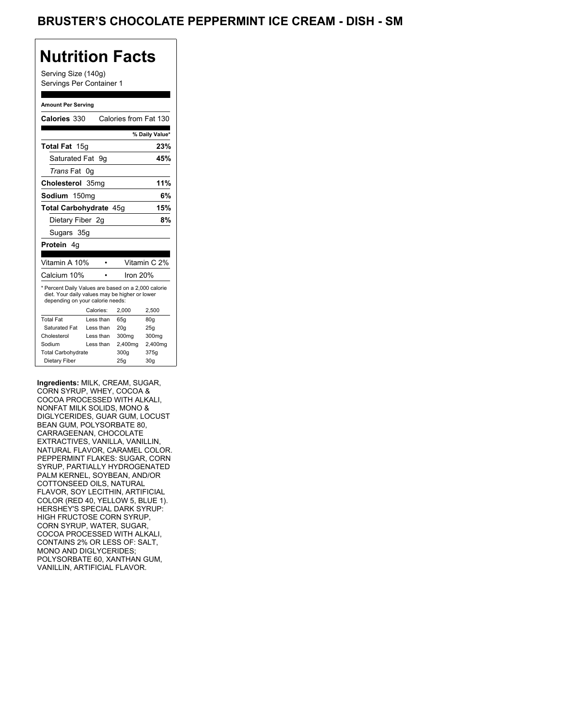# BRUSTER'S CHOCOLATE PEPPERMINT ICE CREAM - DISH - SM

## Nutrition Facts

Serving Size (140g)
Servings Per Container 1

**Amount Per Serving**

**Calories** 330 Calories from Fat 130

| | % Daily Value* |
|---|---|
| **Total Fat** 15g | **23%** |
| Saturated Fat 9g | **45%** |
| *Trans* Fat 0g | |
| **Cholesterol** 35mg | **11%** |
| **Sodium** 150mg | **6%** |
| **Total Carbohydrate** 45g | **15%** |
| Dietary Fiber 2g | **8%** |
| Sugars 35g | |
| **Protein** 4g | |

| | |
|---|---|
| Vitamin A 10% | Vitamin C 2% |
| Calcium 10% | Iron 20% |

* Percent Daily Values are based on a 2,000 calorie diet. Your daily values may be higher or lower depending on your calorie needs:

| | Calories: | 2,000 | 2,500 |
|---|---|---|---|
| Total Fat | Less than | 65g | 80g |
| Saturated Fat | Less than | 20g | 25g |
| Cholesterol | Less than | 300mg | 300mg |
| Sodium | Less than | 2,400mg | 2,400mg |
| Total Carbohydrate | | 300g | 375g |
| Dietary Fiber | | 25g | 30g |

**Ingredients:** MILK, CREAM, SUGAR, CORN SYRUP, WHEY, COCOA & COCOA PROCESSED WITH ALKALI, NONFAT MILK SOLIDS, MONO & DIGLYCERIDES, GUAR GUM, LOCUST BEAN GUM, POLYSORBATE 80, CARRAGEENAN, CHOCOLATE EXTRACTIVES, VANILLA, VANILLIN, NATURAL FLAVOR, CARAMEL COLOR. PEPPERMINT FLAKES: SUGAR, CORN SYRUP, PARTIALLY HYDROGENATED PALM KERNEL, SOYBEAN, AND/OR COTTONSEED OILS, NATURAL FLAVOR, SOY LECITHIN, ARTIFICIAL COLOR (RED 40, YELLOW 5, BLUE 1). HERSHEY'S SPECIAL DARK SYRUP: HIGH FRUCTOSE CORN SYRUP, CORN SYRUP, WATER, SUGAR, COCOA PROCESSED WITH ALKALI, CONTAINS 2% OR LESS OF: SALT, MONO AND DIGLYCERIDES; POLYSORBATE 60, XANTHAN GUM, VANILLIN, ARTIFICIAL FLAVOR.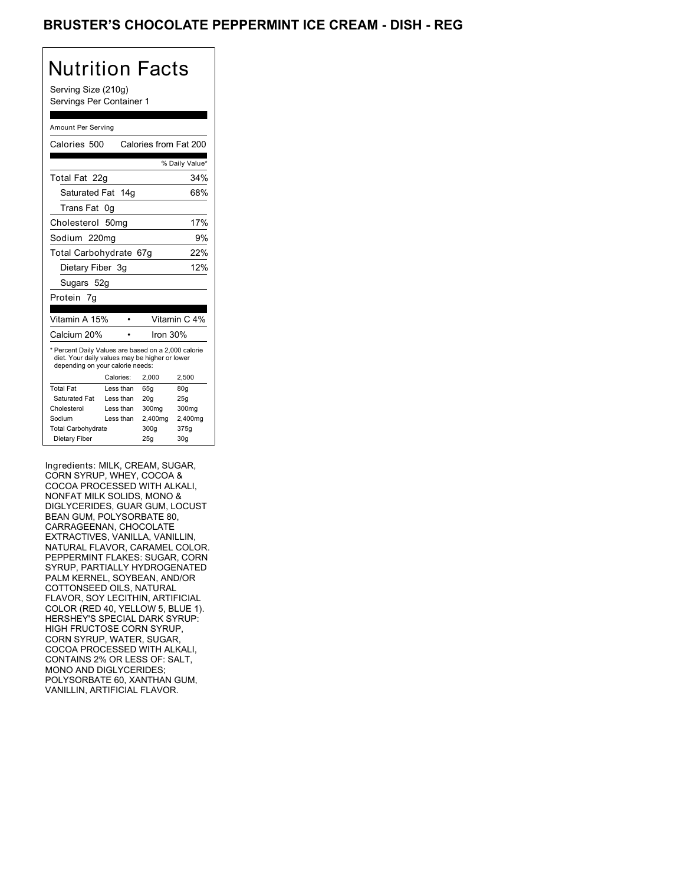# BRUSTER'S CHOCOLATE PEPPERMINT ICE CREAM - DISH - REG

## Nutrition Facts

Serving Size (210g)
Servings Per Container 1

Amount Per Serving

| | |
|---|---|
| Calories 500 | Calories from Fat 200 |
| | % Daily Value* |
| Total Fat 22g | 34% |
| Saturated Fat 14g | 68% |
| Trans Fat 0g | |
| Cholesterol 50mg | 17% |
| Sodium 220mg | 9% |
| Total Carbohydrate 67g | 22% |
| Dietary Fiber 3g | 12% |
| Sugars 52g | |
| Protein 7g | |
| Vitamin A 15% • | Vitamin C 4% |
| Calcium 20% • | Iron 30% |

* Percent Daily Values are based on a 2,000 calorie diet. Your daily values may be higher or lower depending on your calorie needs:

| | Calories: | 2,000 | 2,500 |
|---|---|---|---|
| Total Fat | Less than | 65g | 80g |
| Saturated Fat | Less than | 20g | 25g |
| Cholesterol | Less than | 300mg | 300mg |
| Sodium | Less than | 2,400mg | 2,400mg |
| Total Carbohydrate | | 300g | 375g |
| Dietary Fiber | | 25g | 30g |

Ingredients: MILK, CREAM, SUGAR, CORN SYRUP, WHEY, COCOA & COCOA PROCESSED WITH ALKALI, NONFAT MILK SOLIDS, MONO & DIGLYCERIDES, GUAR GUM, LOCUST BEAN GUM, POLYSORBATE 80, CARRAGEENAN, CHOCOLATE EXTRACTIVES, VANILLA, VANILLIN, NATURAL FLAVOR, CARAMEL COLOR. PEPPERMINT FLAKES: SUGAR, CORN SYRUP, PARTIALLY HYDROGENATED PALM KERNEL, SOYBEAN, AND/OR COTTONSEED OILS, NATURAL FLAVOR, SOY LECITHIN, ARTIFICIAL COLOR (RED 40, YELLOW 5, BLUE 1). HERSHEY'S SPECIAL DARK SYRUP: HIGH FRUCTOSE CORN SYRUP, CORN SYRUP, WATER, SUGAR, COCOA PROCESSED WITH ALKALI, CONTAINS 2% OR LESS OF: SALT, MONO AND DIGLYCERIDES; POLYSORBATE 60, XANTHAN GUM, VANILLIN, ARTIFICIAL FLAVOR.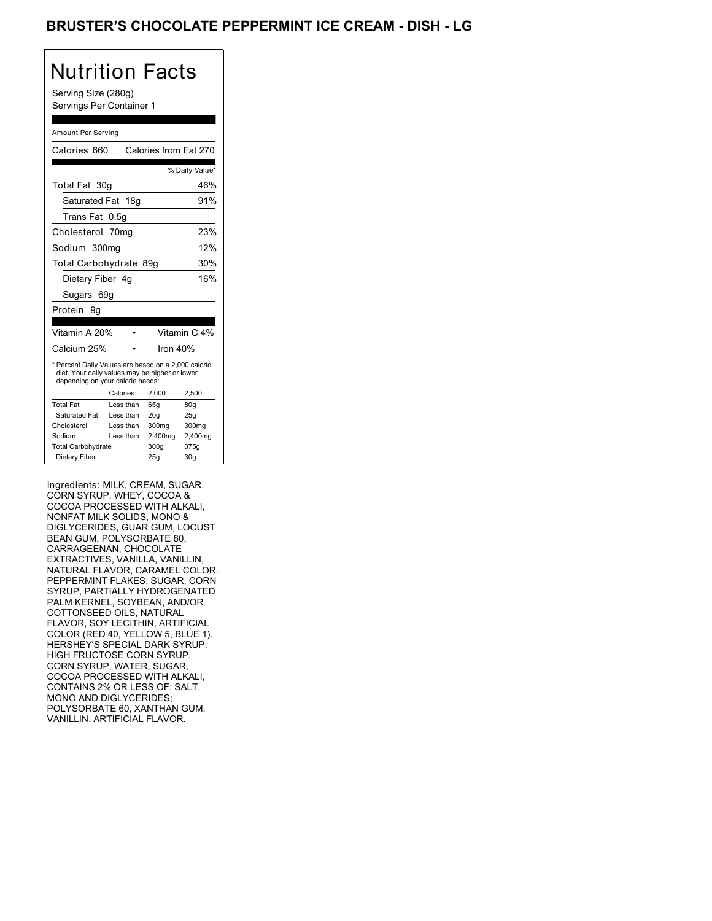# BRUSTER'S CHOCOLATE PEPPERMINT ICE CREAM - DISH - LG

## Nutrition Facts

Serving Size (280g)
Servings Per Container 1

Amount Per Serving

| Calories 660 | Calories from Fat 270 |
|---|---|
| | % Daily Value* |
| Total Fat 30g | 46% |
| Saturated Fat 18g | 91% |
| Trans Fat 0.5g | |
| Cholesterol 70mg | 23% |
| Sodium 300mg | 12% |
| Total Carbohydrate 89g | 30% |
| Dietary Fiber 4g | 16% |
| Sugars 69g | |
| Protein 9g | |

| Vitamin A 20% | • | Vitamin C 4% |
|---|---|---|
| Calcium 25% | • | Iron 40% |

* Percent Daily Values are based on a 2,000 calorie diet. Your daily values may be higher or lower depending on your calorie needs:

| | Calories: | 2,000 | 2,500 |
|---|---|---|---|
| Total Fat | Less than | 65g | 80g |
| Saturated Fat | Less than | 20g | 25g |
| Cholesterol | Less than | 300mg | 300mg |
| Sodium | Less than | 2,400mg | 2,400mg |
| Total Carbohydrate | | 300g | 375g |
| Dietary Fiber | | 25g | 30g |

Ingredients: MILK, CREAM, SUGAR, CORN SYRUP, WHEY, COCOA & COCOA PROCESSED WITH ALKALI, NONFAT MILK SOLIDS, MONO & DIGLYCERIDES, GUAR GUM, LOCUST BEAN GUM, POLYSORBATE 80, CARRAGEENAN, CHOCOLATE EXTRACTIVES, VANILLA, VANILLIN, NATURAL FLAVOR, CARAMEL COLOR. PEPPERMINT FLAKES: SUGAR, CORN SYRUP, PARTIALLY HYDROGENATED PALM KERNEL, SOYBEAN, AND/OR COTTONSEED OILS, NATURAL FLAVOR, SOY LECITHIN, ARTIFICIAL COLOR (RED 40, YELLOW 5, BLUE 1). HERSHEY'S SPECIAL DARK SYRUP: HIGH FRUCTOSE CORN SYRUP, CORN SYRUP, WATER, SUGAR, COCOA PROCESSED WITH ALKALI, CONTAINS 2% OR LESS OF: SALT, MONO AND DIGLYCERIDES; POLYSORBATE 60, XANTHAN GUM, VANILLIN, ARTIFICIAL FLAVOR.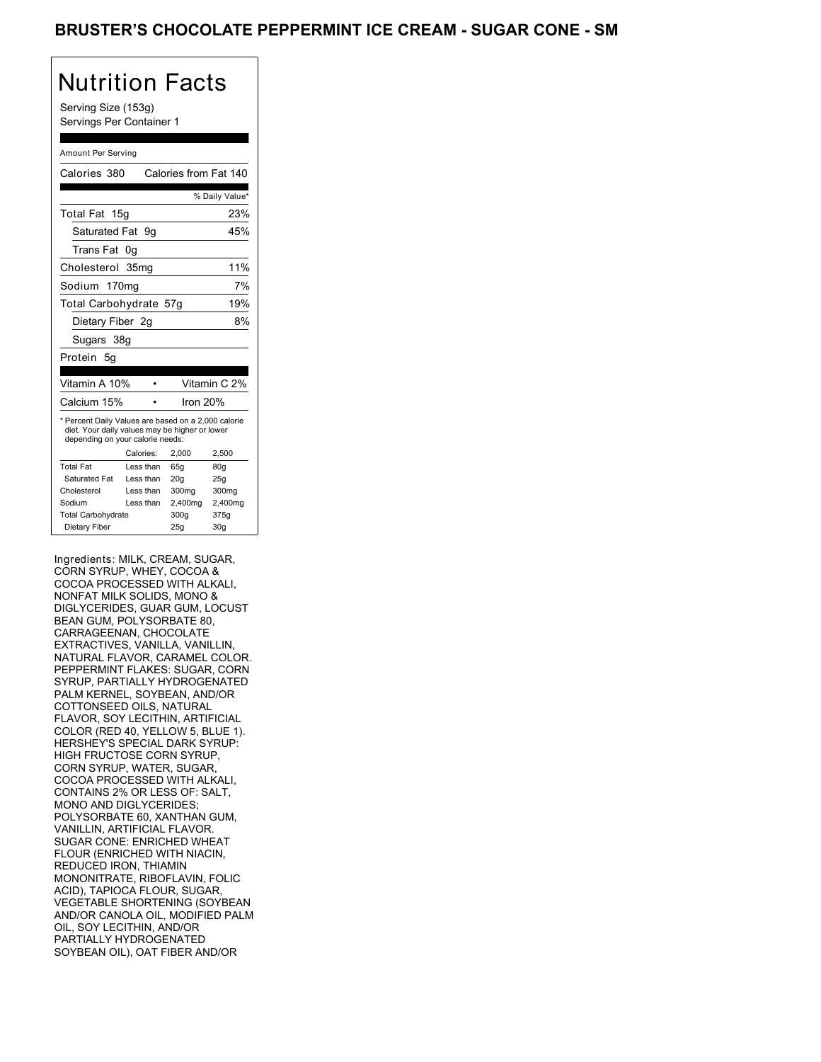# BRUSTER'S CHOCOLATE PEPPERMINT ICE CREAM - SUGAR CONE - SM

## Nutrition Facts

Serving Size (153g)
Servings Per Container 1

Amount Per Serving

| Calories 380 | Calories from Fat 140 |
|---|---|
| | % Daily Value* |
| Total Fat 15g | 23% |
| Saturated Fat 9g | 45% |
| Trans Fat 0g | |
| Cholesterol 35mg | 11% |
| Sodium 170mg | 7% |
| Total Carbohydrate 57g | 19% |
| Dietary Fiber 2g | 8% |
| Sugars 38g | |
| Protein 5g | |

| Vitamin A 10% | • | Vitamin C 2% |
|---|---|---|
| Calcium 15% | • | Iron 20% |

* Percent Daily Values are based on a 2,000 calorie diet. Your daily values may be higher or lower depending on your calorie needs:

| | Calories: | 2,000 | 2,500 |
|---|---|---|---|
| Total Fat | Less than | 65g | 80g |
| Saturated Fat | Less than | 20g | 25g |
| Cholesterol | Less than | 300mg | 300mg |
| Sodium | Less than | 2,400mg | 2,400mg |
| Total Carbohydrate | | 300g | 375g |
| Dietary Fiber | | 25g | 30g |

Ingredients: MILK, CREAM, SUGAR, CORN SYRUP, WHEY, COCOA & COCOA PROCESSED WITH ALKALI, NONFAT MILK SOLIDS, MONO & DIGLYCERIDES, GUAR GUM, LOCUST BEAN GUM, POLYSORBATE 80, CARRAGEENAN, CHOCOLATE EXTRACTIVES, VANILLA, VANILLIN, NATURAL FLAVOR, CARAMEL COLOR. PEPPERMINT FLAKES: SUGAR, CORN SYRUP, PARTIALLY HYDROGENATED PALM KERNEL, SOYBEAN, AND/OR COTTONSEED OILS, NATURAL FLAVOR, SOY LECITHIN, ARTIFICIAL COLOR (RED 40, YELLOW 5, BLUE 1). HERSHEY'S SPECIAL DARK SYRUP: HIGH FRUCTOSE CORN SYRUP, CORN SYRUP, WATER, SUGAR, COCOA PROCESSED WITH ALKALI, CONTAINS 2% OR LESS OF: SALT, MONO AND DIGLYCERIDES; POLYSORBATE 60, XANTHAN GUM, VANILLIN, ARTIFICIAL FLAVOR. SUGAR CONE: ENRICHED WHEAT FLOUR (ENRICHED WITH NIACIN, REDUCED IRON, THIAMIN MONONITRATE, RIBOFLAVIN, FOLIC ACID), TAPIOCA FLOUR, SUGAR, VEGETABLE SHORTENING (SOYBEAN AND/OR CANOLA OIL, MODIFIED PALM OIL, SOY LECITHIN, AND/OR PARTIALLY HYDROGENATED SOYBEAN OIL), OAT FIBER AND/OR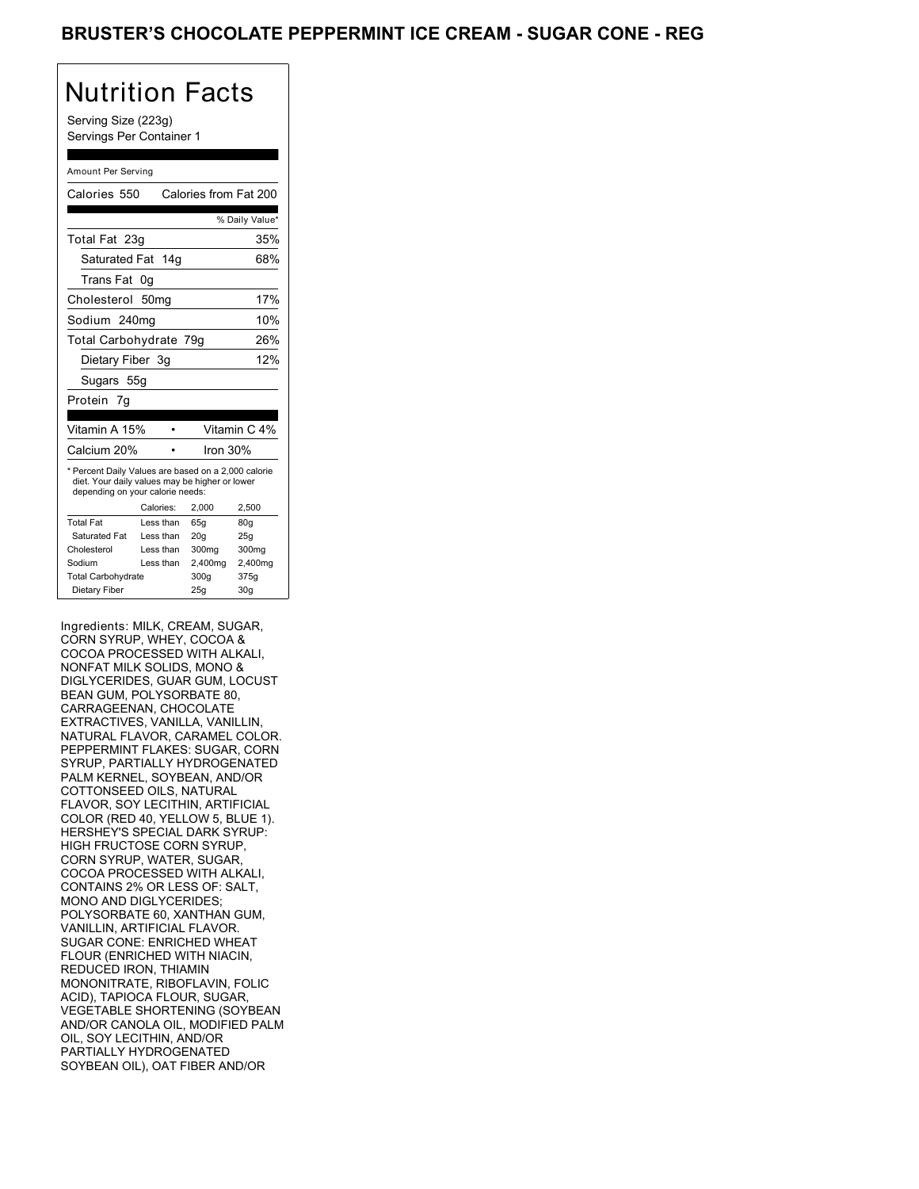# BRUSTER'S CHOCOLATE PEPPERMINT ICE CREAM - SUGAR CONE - REG

## Nutrition Facts

Serving Size (223g)
Servings Per Container 1

Amount Per Serving

| Calories 550 | Calories from Fat 200 |
|---|---|
| | % Daily Value* |
| Total Fat 23g | 35% |
| Saturated Fat 14g | 68% |
| Trans Fat 0g | |
| Cholesterol 50mg | 17% |
| Sodium 240mg | 10% |
| Total Carbohydrate 79g | 26% |
| Dietary Fiber 3g | 12% |
| Sugars 55g | |
| Protein 7g | |

| Vitamin A 15% | • | Vitamin C 4% |
|---|---|---|
| Calcium 20% | • | Iron 30% |

* Percent Daily Values are based on a 2,000 calorie diet. Your daily values may be higher or lower depending on your calorie needs:

| | Calories: | 2,000 | 2,500 |
|---|---|---|---|
| Total Fat | Less than | 65g | 80g |
| Saturated Fat | Less than | 20g | 25g |
| Cholesterol | Less than | 300mg | 300mg |
| Sodium | Less than | 2,400mg | 2,400mg |
| Total Carbohydrate | | 300g | 375g |
| Dietary Fiber | | 25g | 30g |

Ingredients: MILK, CREAM, SUGAR, CORN SYRUP, WHEY, COCOA & COCOA PROCESSED WITH ALKALI, NONFAT MILK SOLIDS, MONO & DIGLYCERIDES, GUAR GUM, LOCUST BEAN GUM, POLYSORBATE 80, CARRAGEENAN, CHOCOLATE EXTRACTIVES, VANILLA, VANILLIN, NATURAL FLAVOR, CARAMEL COLOR. PEPPERMINT FLAKES: SUGAR, CORN SYRUP, PARTIALLY HYDROGENATED PALM KERNEL, SOYBEAN, AND/OR COTTONSEED OILS, NATURAL FLAVOR, SOY LECITHIN, ARTIFICIAL COLOR (RED 40, YELLOW 5, BLUE 1). HERSHEY'S SPECIAL DARK SYRUP: HIGH FRUCTOSE CORN SYRUP, CORN SYRUP, WATER, SUGAR, COCOA PROCESSED WITH ALKALI, CONTAINS 2% OR LESS OF: SALT, MONO AND DIGLYCERIDES; POLYSORBATE 60, XANTHAN GUM, VANILLIN, ARTIFICIAL FLAVOR. SUGAR CONE: ENRICHED WHEAT FLOUR (ENRICHED WITH NIACIN, REDUCED IRON, THIAMIN MONONITRATE, RIBOFLAVIN, FOLIC ACID), TAPIOCA FLOUR, SUGAR, VEGETABLE SHORTENING (SOYBEAN AND/OR CANOLA OIL, MODIFIED PALM OIL, SOY LECITHIN, AND/OR PARTIALLY HYDROGENATED SOYBEAN OIL), OAT FIBER AND/OR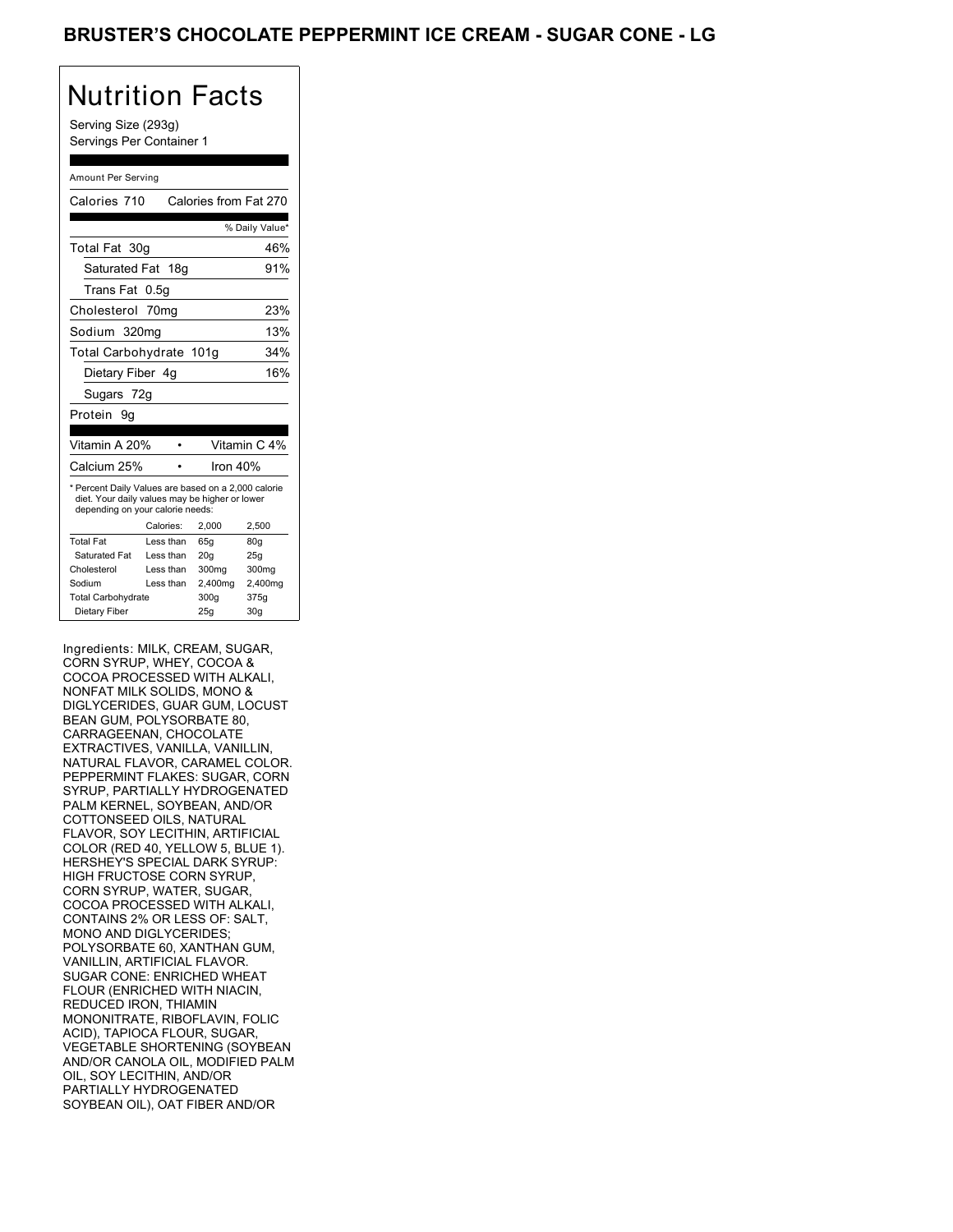# BRUSTER'S CHOCOLATE PEPPERMINT ICE CREAM - SUGAR CONE - LG

## Nutrition Facts

Serving Size (293g)
Servings Per Container 1

Amount Per Serving

Calories 710 Calories from Fat 270

| | % Daily Value* |
|---|---|
| Total Fat 30g | 46% |
| Saturated Fat 18g | 91% |
| Trans Fat 0.5g | |
| Cholesterol 70mg | 23% |
| Sodium 320mg | 13% |
| Total Carbohydrate 101g | 34% |
| Dietary Fiber 4g | 16% |
| Sugars 72g | |
| Protein 9g | |

| | |
|---|---|
| Vitamin A 20% | Vitamin C 4% |
| Calcium 25% | Iron 40% |

* Percent Daily Values are based on a 2,000 calorie diet. Your daily values may be higher or lower depending on your calorie needs:

| | Calories: | 2,000 | 2,500 |
|---|---|---|---|
| Total Fat | Less than | 65g | 80g |
| Saturated Fat | Less than | 20g | 25g |
| Cholesterol | Less than | 300mg | 300mg |
| Sodium | Less than | 2,400mg | 2,400mg |
| Total Carbohydrate | | 300g | 375g |
| Dietary Fiber | | 25g | 30g |

Ingredients: MILK, CREAM, SUGAR, CORN SYRUP, WHEY, COCOA & COCOA PROCESSED WITH ALKALI, NONFAT MILK SOLIDS, MONO & DIGLYCERIDES, GUAR GUM, LOCUST BEAN GUM, POLYSORBATE 80, CARRAGEENAN, CHOCOLATE EXTRACTIVES, VANILLA, VANILLIN, NATURAL FLAVOR, CARAMEL COLOR. PEPPERMINT FLAKES: SUGAR, CORN SYRUP, PARTIALLY HYDROGENATED PALM KERNEL, SOYBEAN, AND/OR COTTONSEED OILS, NATURAL FLAVOR, SOY LECITHIN, ARTIFICIAL COLOR (RED 40, YELLOW 5, BLUE 1). HERSHEY'S SPECIAL DARK SYRUP: HIGH FRUCTOSE CORN SYRUP, CORN SYRUP, WATER, SUGAR, COCOA PROCESSED WITH ALKALI, CONTAINS 2% OR LESS OF: SALT, MONO AND DIGLYCERIDES; POLYSORBATE 60, XANTHAN GUM, VANILLIN, ARTIFICIAL FLAVOR. SUGAR CONE: ENRICHED WHEAT FLOUR (ENRICHED WITH NIACIN, REDUCED IRON, THIAMIN MONONITRATE, RIBOFLAVIN, FOLIC ACID), TAPIOCA FLOUR, SUGAR, VEGETABLE SHORTENING (SOYBEAN AND/OR CANOLA OIL, MODIFIED PALM OIL, SOY LECITHIN, AND/OR PARTIALLY HYDROGENATED SOYBEAN OIL), OAT FIBER AND/OR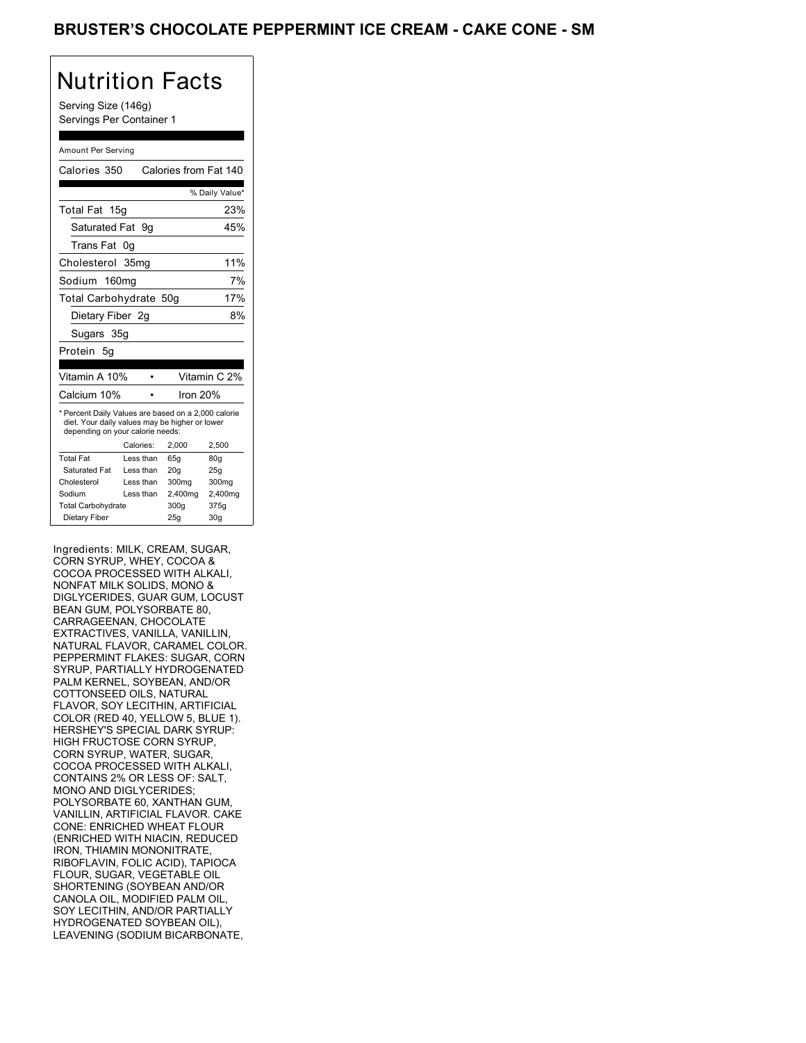# BRUSTER'S CHOCOLATE PEPPERMINT ICE CREAM - CAKE CONE - SM

## Nutrition Facts

Serving Size (146g)
Servings Per Container 1

Amount Per Serving

| Calories 350 | Calories from Fat 140 |
|---|---|
| | % Daily Value* |
| Total Fat 15g | 23% |
| Saturated Fat 9g | 45% |
| Trans Fat 0g | |
| Cholesterol 35mg | 11% |
| Sodium 160mg | 7% |
| Total Carbohydrate 50g | 17% |
| Dietary Fiber 2g | 8% |
| Sugars 35g | |
| Protein 5g | |

| Vitamin A 10% | • | Vitamin C 2% |
|---|---|---|
| Calcium 10% | • | Iron 20% |

* Percent Daily Values are based on a 2,000 calorie diet. Your daily values may be higher or lower depending on your calorie needs:

| | Calories: | 2,000 | 2,500 |
|---|---|---|---|
| Total Fat | Less than | 65g | 80g |
| Saturated Fat | Less than | 20g | 25g |
| Cholesterol | Less than | 300mg | 300mg |
| Sodium | Less than | 2,400mg | 2,400mg |
| Total Carbohydrate | | 300g | 375g |
| Dietary Fiber | | 25g | 30g |

Ingredients: MILK, CREAM, SUGAR, CORN SYRUP, WHEY, COCOA & COCOA PROCESSED WITH ALKALI, NONFAT MILK SOLIDS, MONO & DIGLYCERIDES, GUAR GUM, LOCUST BEAN GUM, POLYSORBATE 80, CARRAGEENAN, CHOCOLATE EXTRACTIVES, VANILLA, VANILLIN, NATURAL FLAVOR, CARAMEL COLOR. PEPPERMINT FLAKES: SUGAR, CORN SYRUP, PARTIALLY HYDROGENATED PALM KERNEL, SOYBEAN, AND/OR COTTONSEED OILS, NATURAL FLAVOR, SOY LECITHIN, ARTIFICIAL COLOR (RED 40, YELLOW 5, BLUE 1). HERSHEY'S SPECIAL DARK SYRUP: HIGH FRUCTOSE CORN SYRUP, CORN SYRUP, WATER, SUGAR, COCOA PROCESSED WITH ALKALI, CONTAINS 2% OR LESS OF: SALT, MONO AND DIGLYCERIDES; POLYSORBATE 60, XANTHAN GUM, VANILLIN, ARTIFICIAL FLAVOR. CAKE CONE: ENRICHED WHEAT FLOUR (ENRICHED WITH NIACIN, REDUCED IRON, THIAMIN MONONITRATE, RIBOFLAVIN, FOLIC ACID), TAPIOCA FLOUR, SUGAR, VEGETABLE OIL SHORTENING (SOYBEAN AND/OR CANOLA OIL, MODIFIED PALM OIL, SOY LECITHIN, AND/OR PARTIALLY HYDROGENATED SOYBEAN OIL), LEAVENING (SODIUM BICARBONATE,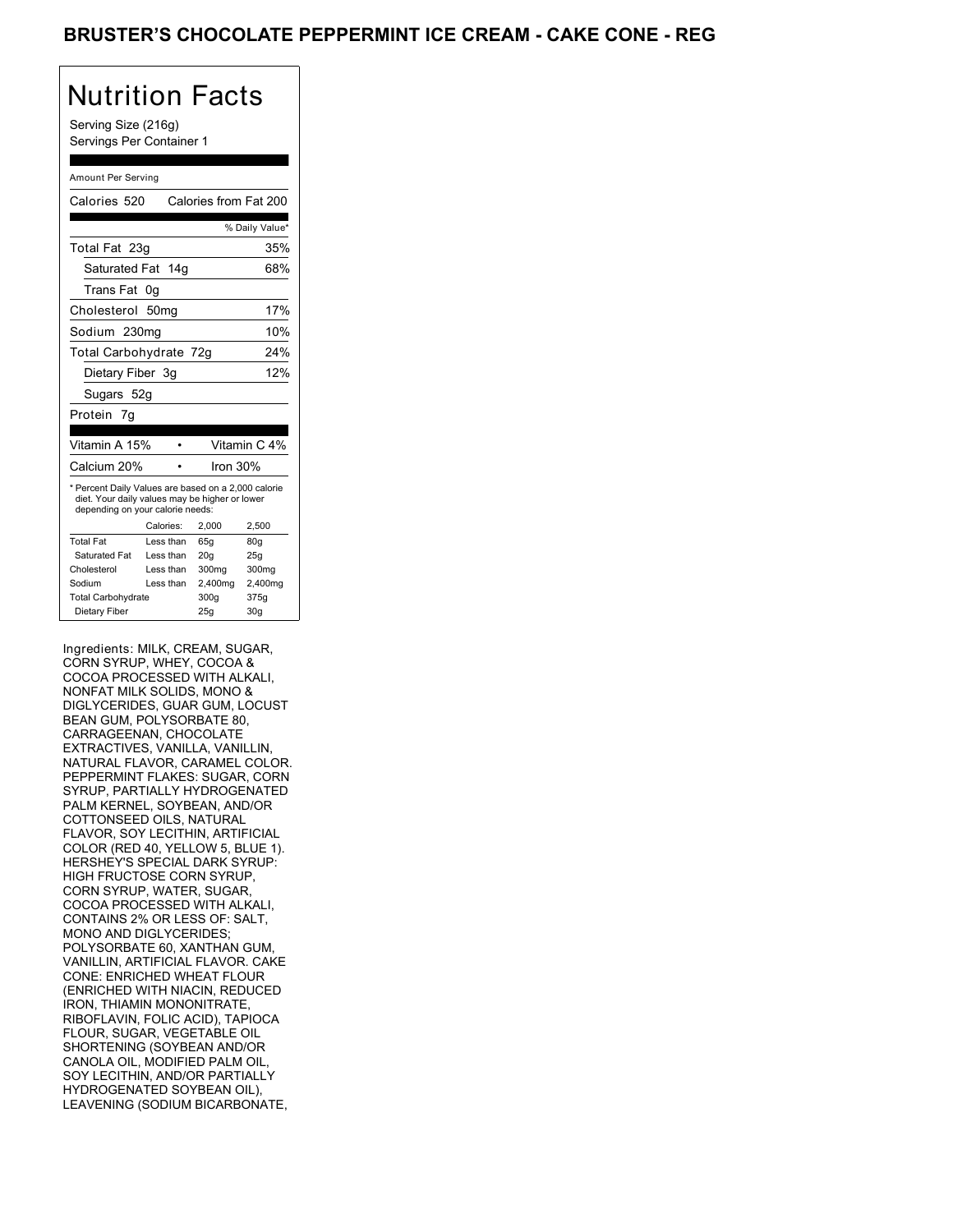# BRUSTER'S CHOCOLATE PEPPERMINT ICE CREAM - CAKE CONE - REG

## Nutrition Facts

Serving Size (216g)
Servings Per Container 1

Amount Per Serving

Calories 520 Calories from Fat 200

| | % Daily Value* |
|---|---|
| Total Fat 23g | 35% |
| Saturated Fat 14g | 68% |
| Trans Fat 0g | |
| Cholesterol 50mg | 17% |
| Sodium 230mg | 10% |
| Total Carbohydrate 72g | 24% |
| Dietary Fiber 3g | 12% |
| Sugars 52g | |
| Protein 7g | |

| | | |
|---|---|---|
| Vitamin A 15% | • | Vitamin C 4% |
| Calcium 20% | • | Iron 30% |

* Percent Daily Values are based on a 2,000 calorie diet. Your daily values may be higher or lower depending on your calorie needs:

| | Calories: | 2,000 | 2,500 |
|---|---|---|---|
| Total Fat | Less than | 65g | 80g |
| Saturated Fat | Less than | 20g | 25g |
| Cholesterol | Less than | 300mg | 300mg |
| Sodium | Less than | 2,400mg | 2,400mg |
| Total Carbohydrate | | 300g | 375g |
| Dietary Fiber | | 25g | 30g |

Ingredients: MILK, CREAM, SUGAR, CORN SYRUP, WHEY, COCOA & COCOA PROCESSED WITH ALKALI, NONFAT MILK SOLIDS, MONO & DIGLYCERIDES, GUAR GUM, LOCUST BEAN GUM, POLYSORBATE 80, CARRAGEENAN, CHOCOLATE EXTRACTIVES, VANILLA, VANILLIN, NATURAL FLAVOR, CARAMEL COLOR. PEPPERMINT FLAKES: SUGAR, CORN SYRUP, PARTIALLY HYDROGENATED PALM KERNEL, SOYBEAN, AND/OR COTTONSEED OILS, NATURAL FLAVOR, SOY LECITHIN, ARTIFICIAL COLOR (RED 40, YELLOW 5, BLUE 1). HERSHEY'S SPECIAL DARK SYRUP: HIGH FRUCTOSE CORN SYRUP, CORN SYRUP, WATER, SUGAR, COCOA PROCESSED WITH ALKALI, CONTAINS 2% OR LESS OF: SALT, MONO AND DIGLYCERIDES; POLYSORBATE 60, XANTHAN GUM, VANILLIN, ARTIFICIAL FLAVOR. CAKE CONE: ENRICHED WHEAT FLOUR (ENRICHED WITH NIACIN, REDUCED IRON, THIAMIN MONONITRATE, RIBOFLAVIN, FOLIC ACID), TAPIOCA FLOUR, SUGAR, VEGETABLE OIL SHORTENING (SOYBEAN AND/OR CANOLA OIL, MODIFIED PALM OIL, SOY LECITHIN, AND/OR PARTIALLY HYDROGENATED SOYBEAN OIL), LEAVENING (SODIUM BICARBONATE,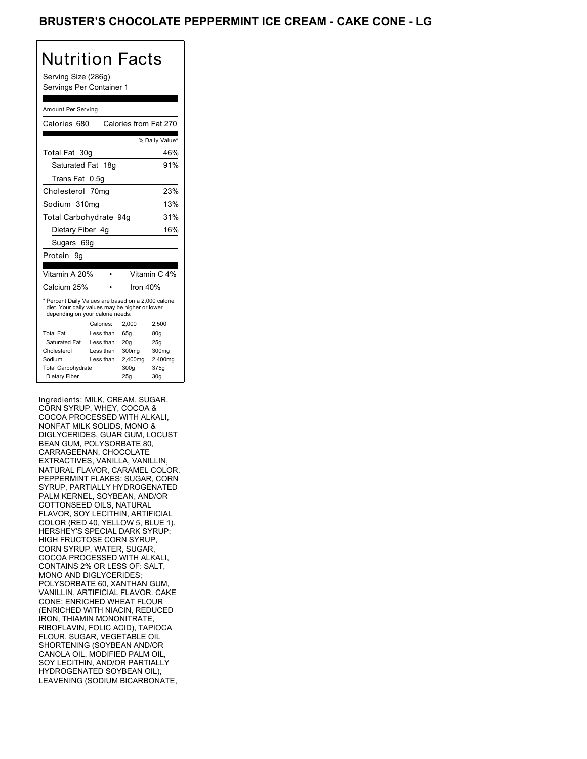# BRUSTER'S CHOCOLATE PEPPERMINT ICE CREAM - CAKE CONE - LG

## Nutrition Facts

Serving Size (286g)
Servings Per Container 1

Amount Per Serving

Calories 680 Calories from Fat 270

| | % Daily Value* |
|---|---|
| Total Fat 30g | 46% |
| Saturated Fat 18g | 91% |
| Trans Fat 0.5g | |
| Cholesterol 70mg | 23% |
| Sodium 310mg | 13% |
| Total Carbohydrate 94g | 31% |
| Dietary Fiber 4g | 16% |
| Sugars 69g | |
| Protein 9g | |

| | |
|---|---|
| Vitamin A 20% | Vitamin C 4% |
| Calcium 25% | Iron 40% |

* Percent Daily Values are based on a 2,000 calorie diet. Your daily values may be higher or lower depending on your calorie needs:

| | Calories: | 2,000 | 2,500 |
|---|---|---|---|
| Total Fat | Less than | 65g | 80g |
| Saturated Fat | Less than | 20g | 25g |
| Cholesterol | Less than | 300mg | 300mg |
| Sodium | Less than | 2,400mg | 2,400mg |
| Total Carbohydrate | | 300g | 375g |
| Dietary Fiber | | 25g | 30g |

Ingredients: MILK, CREAM, SUGAR, CORN SYRUP, WHEY, COCOA & COCOA PROCESSED WITH ALKALI, NONFAT MILK SOLIDS, MONO & DIGLYCERIDES, GUAR GUM, LOCUST BEAN GUM, POLYSORBATE 80, CARRAGEENAN, CHOCOLATE EXTRACTIVES, VANILLA, VANILLIN, NATURAL FLAVOR, CARAMEL COLOR. PEPPERMINT FLAKES: SUGAR, CORN SYRUP, PARTIALLY HYDROGENATED PALM KERNEL, SOYBEAN, AND/OR COTTONSEED OILS, NATURAL FLAVOR, SOY LECITHIN, ARTIFICIAL COLOR (RED 40, YELLOW 5, BLUE 1). HERSHEY'S SPECIAL DARK SYRUP: HIGH FRUCTOSE CORN SYRUP, CORN SYRUP, WATER, SUGAR, COCOA PROCESSED WITH ALKALI, CONTAINS 2% OR LESS OF: SALT, MONO AND DIGLYCERIDES; POLYSORBATE 60, XANTHAN GUM, VANILLIN, ARTIFICIAL FLAVOR. CAKE CONE: ENRICHED WHEAT FLOUR (ENRICHED WITH NIACIN, REDUCED IRON, THIAMIN MONONITRATE, RIBOFLAVIN, FOLIC ACID), TAPIOCA FLOUR, SUGAR, VEGETABLE OIL SHORTENING (SOYBEAN AND/OR CANOLA OIL, MODIFIED PALM OIL, SOY LECITHIN, AND/OR PARTIALLY HYDROGENATED SOYBEAN OIL), LEAVENING (SODIUM BICARBONATE,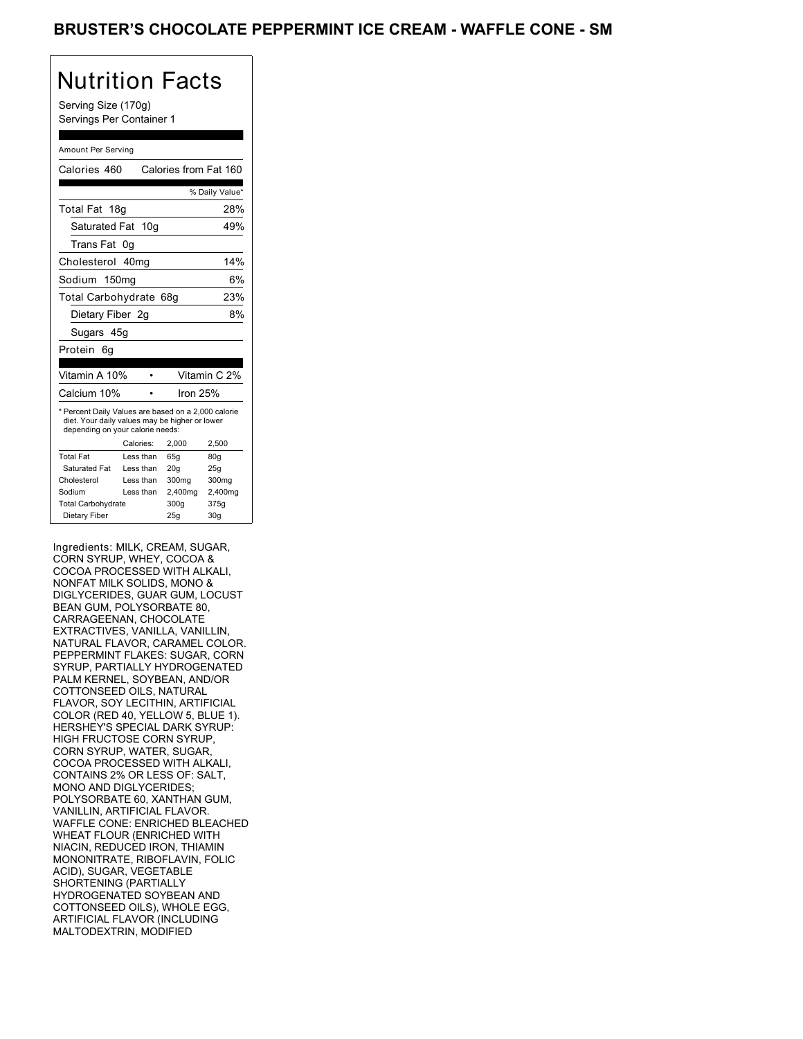# BRUSTER'S CHOCOLATE PEPPERMINT ICE CREAM - WAFFLE CONE - SM

## Nutrition Facts

Serving Size (170g)
Servings Per Container 1

Amount Per Serving

Calories 460 Calories from Fat 160

| | % Daily Value* |
|---|---|
| Total Fat 18g | 28% |
| Saturated Fat 10g | 49% |
| Trans Fat 0g | |
| Cholesterol 40mg | 14% |
| Sodium 150mg | 6% |
| Total Carbohydrate 68g | 23% |
| Dietary Fiber 2g | 8% |
| Sugars 45g | |
| Protein 6g | |

| | |
|---|---|
| Vitamin A 10% | Vitamin C 2% |
| Calcium 10% | Iron 25% |

* Percent Daily Values are based on a 2,000 calorie diet. Your daily values may be higher or lower depending on your calorie needs:

| | Calories: | 2,000 | 2,500 |
|---|---|---|---|
| Total Fat | Less than | 65g | 80g |
| Saturated Fat | Less than | 20g | 25g |
| Cholesterol | Less than | 300mg | 300mg |
| Sodium | Less than | 2,400mg | 2,400mg |
| Total Carbohydrate | | 300g | 375g |
| Dietary Fiber | | 25g | 30g |

Ingredients: MILK, CREAM, SUGAR, CORN SYRUP, WHEY, COCOA & COCOA PROCESSED WITH ALKALI, NONFAT MILK SOLIDS, MONO & DIGLYCERIDES, GUAR GUM, LOCUST BEAN GUM, POLYSORBATE 80, CARRAGEENAN, CHOCOLATE EXTRACTIVES, VANILLA, VANILLIN, NATURAL FLAVOR, CARAMEL COLOR. PEPPERMINT FLAKES: SUGAR, CORN SYRUP, PARTIALLY HYDROGENATED PALM KERNEL, SOYBEAN, AND/OR COTTONSEED OILS, NATURAL FLAVOR, SOY LECITHIN, ARTIFICIAL COLOR (RED 40, YELLOW 5, BLUE 1). HERSHEY'S SPECIAL DARK SYRUP: HIGH FRUCTOSE CORN SYRUP, CORN SYRUP, WATER, SUGAR, COCOA PROCESSED WITH ALKALI, CONTAINS 2% OR LESS OF: SALT, MONO AND DIGLYCERIDES; POLYSORBATE 60, XANTHAN GUM, VANILLIN, ARTIFICIAL FLAVOR. WAFFLE CONE: ENRICHED BLEACHED WHEAT FLOUR (ENRICHED WITH NIACIN, REDUCED IRON, THIAMIN MONONITRATE, RIBOFLAVIN, FOLIC ACID), SUGAR, VEGETABLE SHORTENING (PARTIALLY HYDROGENATED SOYBEAN AND COTTONSEED OILS), WHOLE EGG, ARTIFICIAL FLAVOR (INCLUDING MALTODEXTRIN, MODIFIED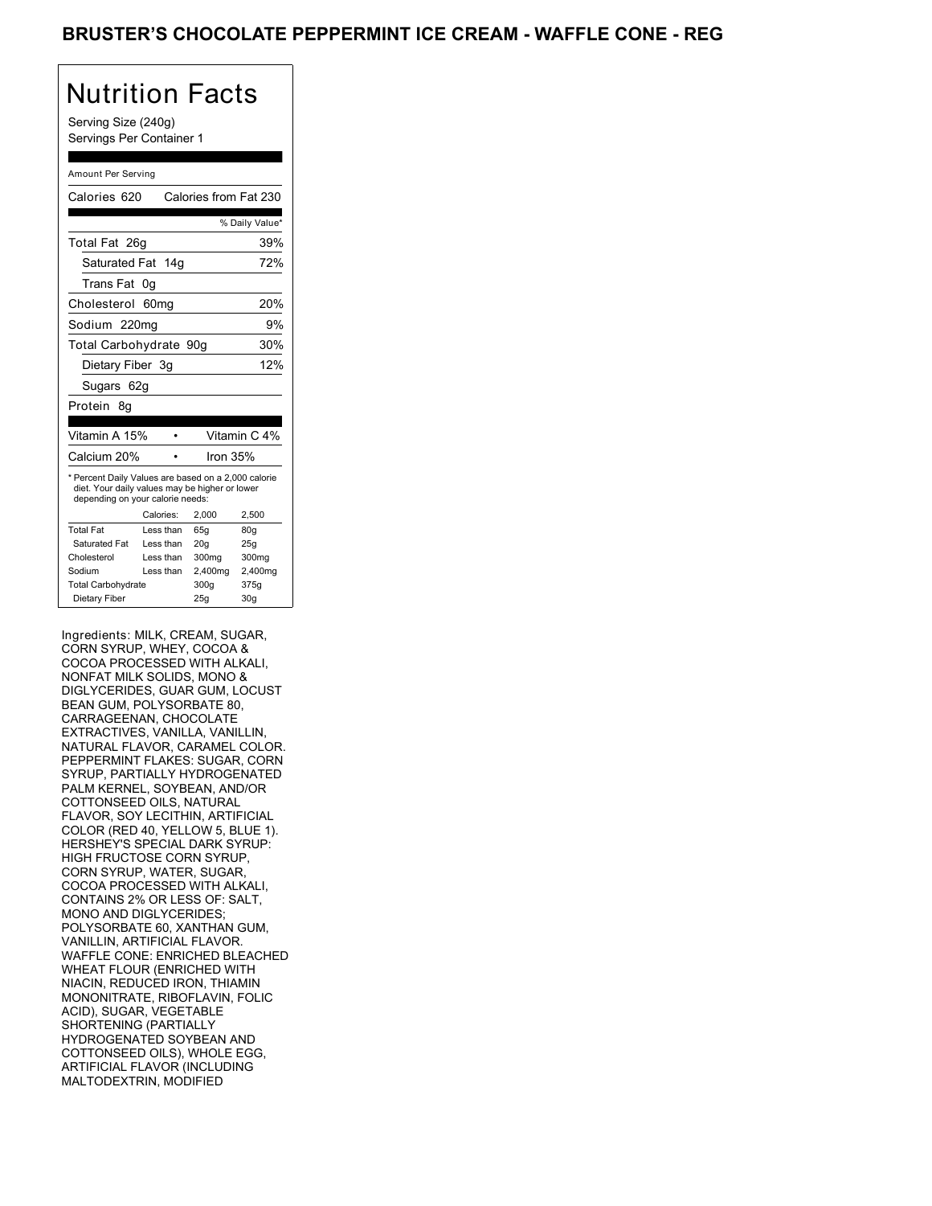# BRUSTER'S CHOCOLATE PEPPERMINT ICE CREAM - WAFFLE CONE - REG

## Nutrition Facts

Serving Size (240g)
Servings Per Container 1

Amount Per Serving

| Calories 620 | Calories from Fat 230 |
|---|---|
| | % Daily Value* |
| Total Fat 26g | 39% |
| Saturated Fat 14g | 72% |
| Trans Fat 0g | |
| Cholesterol 60mg | 20% |
| Sodium 220mg | 9% |
| Total Carbohydrate 90g | 30% |
| Dietary Fiber 3g | 12% |
| Sugars 62g | |
| Protein 8g | |

| Vitamin A 15% | Vitamin C 4% |
|---|---|
| Calcium 20% | Iron 35% |

* Percent Daily Values are based on a 2,000 calorie diet. Your daily values may be higher or lower depending on your calorie needs:

| | Calories: | 2,000 | 2,500 |
|---|---|---|---|
| Total Fat | Less than | 65g | 80g |
| Saturated Fat | Less than | 20g | 25g |
| Cholesterol | Less than | 300mg | 300mg |
| Sodium | Less than | 2,400mg | 2,400mg |
| Total Carbohydrate | | 300g | 375g |
| Dietary Fiber | | 25g | 30g |

Ingredients: MILK, CREAM, SUGAR, CORN SYRUP, WHEY, COCOA & COCOA PROCESSED WITH ALKALI, NONFAT MILK SOLIDS, MONO & DIGLYCERIDES, GUAR GUM, LOCUST BEAN GUM, POLYSORBATE 80, CARRAGEENAN, CHOCOLATE EXTRACTIVES, VANILLA, VANILLIN, NATURAL FLAVOR, CARAMEL COLOR. PEPPERMINT FLAKES: SUGAR, CORN SYRUP, PARTIALLY HYDROGENATED PALM KERNEL, SOYBEAN, AND/OR COTTONSEED OILS, NATURAL FLAVOR, SOY LECITHIN, ARTIFICIAL COLOR (RED 40, YELLOW 5, BLUE 1). HERSHEY'S SPECIAL DARK SYRUP: HIGH FRUCTOSE CORN SYRUP, CORN SYRUP, WATER, SUGAR, COCOA PROCESSED WITH ALKALI, CONTAINS 2% OR LESS OF: SALT, MONO AND DIGLYCERIDES; POLYSORBATE 60, XANTHAN GUM, VANILLIN, ARTIFICIAL FLAVOR. WAFFLE CONE: ENRICHED BLEACHED WHEAT FLOUR (ENRICHED WITH NIACIN, REDUCED IRON, THIAMIN MONONITRATE, RIBOFLAVIN, FOLIC ACID), SUGAR, VEGETABLE SHORTENING (PARTIALLY HYDROGENATED SOYBEAN AND COTTONSEED OILS), WHOLE EGG, ARTIFICIAL FLAVOR (INCLUDING MALTODEXTRIN, MODIFIED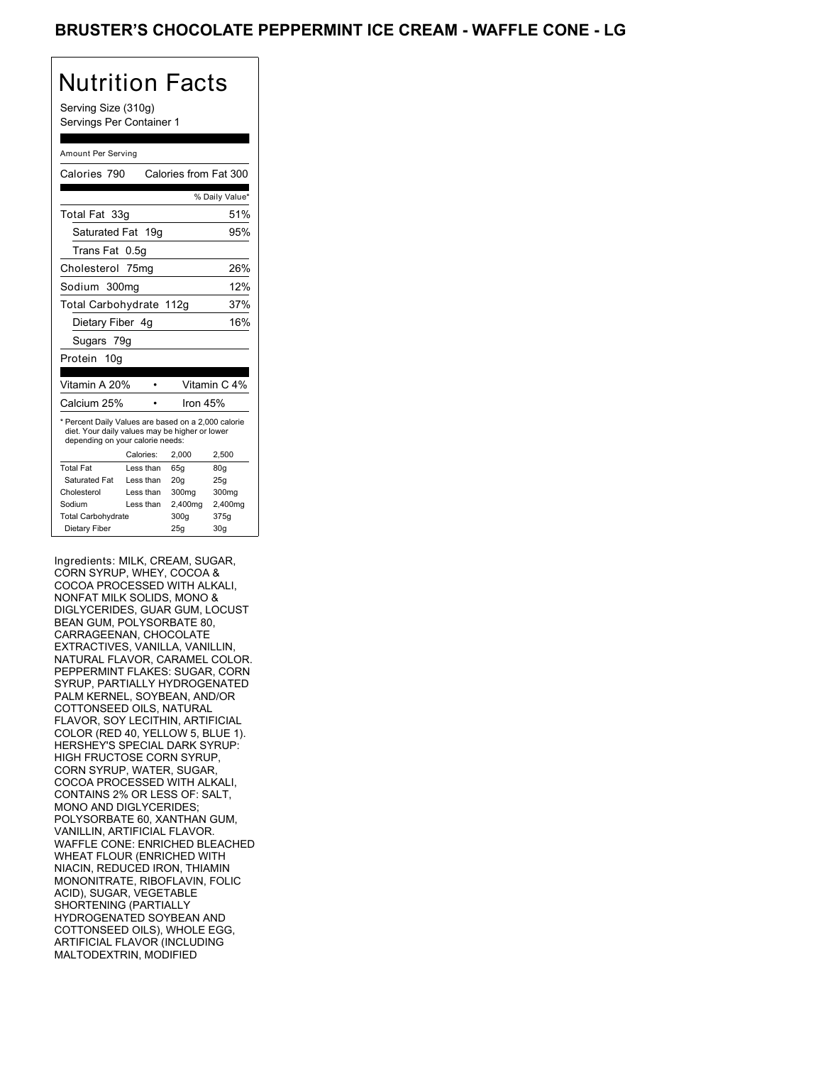# BRUSTER'S CHOCOLATE PEPPERMINT ICE CREAM - WAFFLE CONE - LG

## Nutrition Facts

Serving Size (310g)
Servings Per Container 1

Amount Per Serving

| | |
|---|---|
| Calories 790 | Calories from Fat 300 |
| | % Daily Value* |
| Total Fat 33g | 51% |
| Saturated Fat 19g | 95% |
| Trans Fat 0.5g | |
| Cholesterol 75mg | 26% |
| Sodium 300mg | 12% |
| Total Carbohydrate 112g | 37% |
| Dietary Fiber 4g | 16% |
| Sugars 79g | |
| Protein 10g | |
| Vitamin A 20% • | Vitamin C 4% |
| Calcium 25% • | Iron 45% |

* Percent Daily Values are based on a 2,000 calorie diet. Your daily values may be higher or lower depending on your calorie needs:

| | Calories: | 2,000 | 2,500 |
|---|---|---|---|
| Total Fat | Less than | 65g | 80g |
| Saturated Fat | Less than | 20g | 25g |
| Cholesterol | Less than | 300mg | 300mg |
| Sodium | Less than | 2,400mg | 2,400mg |
| Total Carbohydrate | | 300g | 375g |
| Dietary Fiber | | 25g | 30g |

Ingredients: MILK, CREAM, SUGAR, CORN SYRUP, WHEY, COCOA & COCOA PROCESSED WITH ALKALI, NONFAT MILK SOLIDS, MONO & DIGLYCERIDES, GUAR GUM, LOCUST BEAN GUM, POLYSORBATE 80, CARRAGEENAN, CHOCOLATE EXTRACTIVES, VANILLA, VANILLIN, NATURAL FLAVOR, CARAMEL COLOR. PEPPERMINT FLAKES: SUGAR, CORN SYRUP, PARTIALLY HYDROGENATED PALM KERNEL, SOYBEAN, AND/OR COTTONSEED OILS, NATURAL FLAVOR, SOY LECITHIN, ARTIFICIAL COLOR (RED 40, YELLOW 5, BLUE 1). HERSHEY'S SPECIAL DARK SYRUP: HIGH FRUCTOSE CORN SYRUP, CORN SYRUP, WATER, SUGAR, COCOA PROCESSED WITH ALKALI, CONTAINS 2% OR LESS OF: SALT, MONO AND DIGLYCERIDES; POLYSORBATE 60, XANTHAN GUM, VANILLIN, ARTIFICIAL FLAVOR. WAFFLE CONE: ENRICHED BLEACHED WHEAT FLOUR (ENRICHED WITH NIACIN, REDUCED IRON, THIAMIN MONONITRATE, RIBOFLAVIN, FOLIC ACID), SUGAR, VEGETABLE SHORTENING (PARTIALLY HYDROGENATED SOYBEAN AND COTTONSEED OILS), WHOLE EGG, ARTIFICIAL FLAVOR (INCLUDING MALTODEXTRIN, MODIFIED